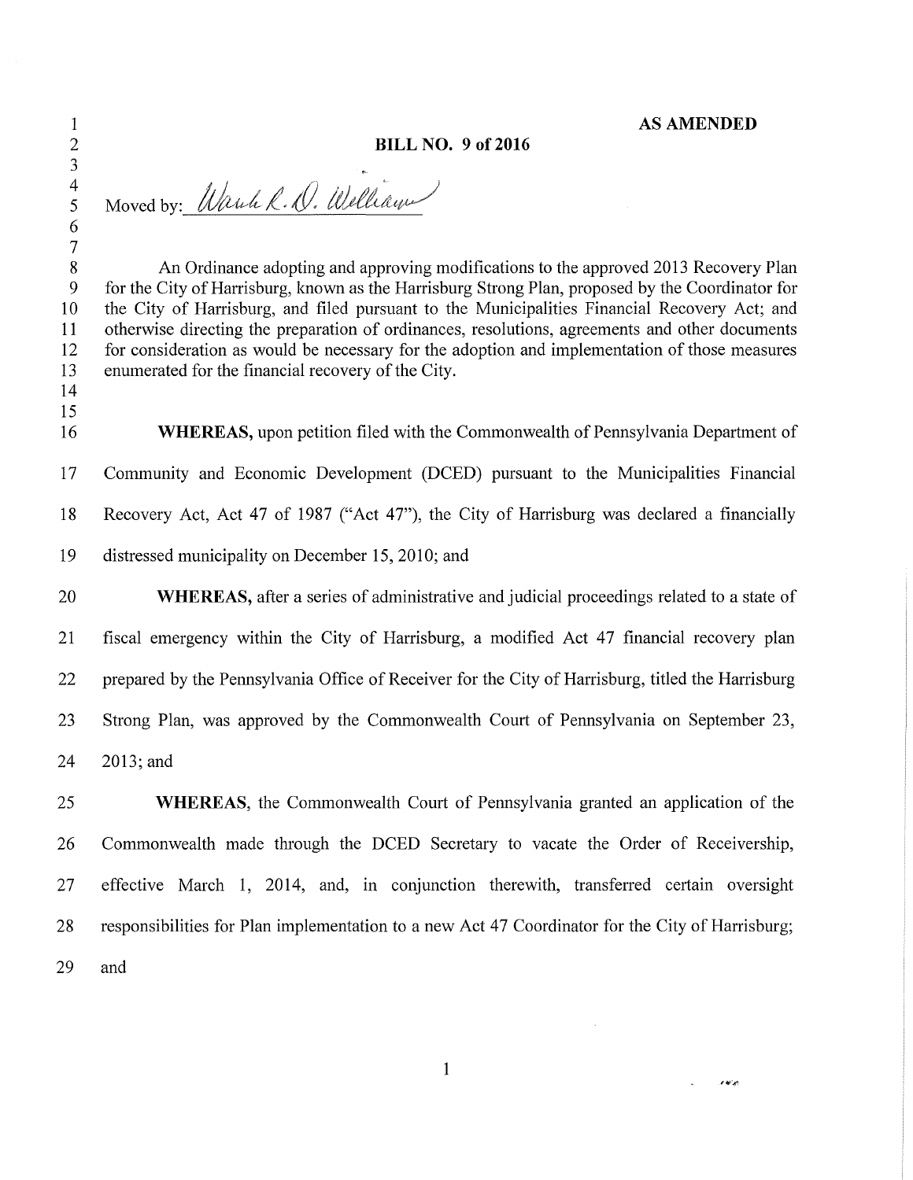**AS AMENDED**

**BILL NO. 9 of 2016**

Moved by: Ward R. D. Williams

An Ordinance adopting and approving modifications to the approved 2013 Recovery Plan for the City of Harrisburg, known as the Harrisburg Strong Plan, proposed by the Coordinator for the City of Harrisburg, and filed pursuant to the Municipalities Financial Recovery Act; and otherwise directing the preparation of ordinances, resolutions, agreements and other documents for consideration as would be necessary for the adoption and implementation of those measures enumerated for the financial recovery of the City.

**WHEREAS,** upon petition filed with the Commonwealth of Pennsylvania Department of Community and Economic Development (DCED) pursuant to the Municipalities Financial Recovery Act, Act 47 of 1987 ("Act 47"), the City of Harrisburg was declared a financially distressed municipality on December 15, 2010; and

**WHEREAS,** after a series of administrative and judicial proceedings related to a state of fiscal emergency within the City of Harrisburg, a modified Act 47 financial recovery plan prepared by the Pennsylvania Office of Receiver for the City of Harrisburg, titled the Harrisburg Strong Plan, was approved by the Commonwealth Court of Pennsylvania on September 23, 2013; and

**WHEREAS,** the Commonwealth Court of Pennsylvania granted an application of the Commonwealth made through the DCED Secretary to vacate the Order of Receivership, effective March 1, 2014, and, in conjunction therewith, transferred certain oversight responsibilities for Plan implementation to a new Act 47 Coordinator for the City of Harrisburg; and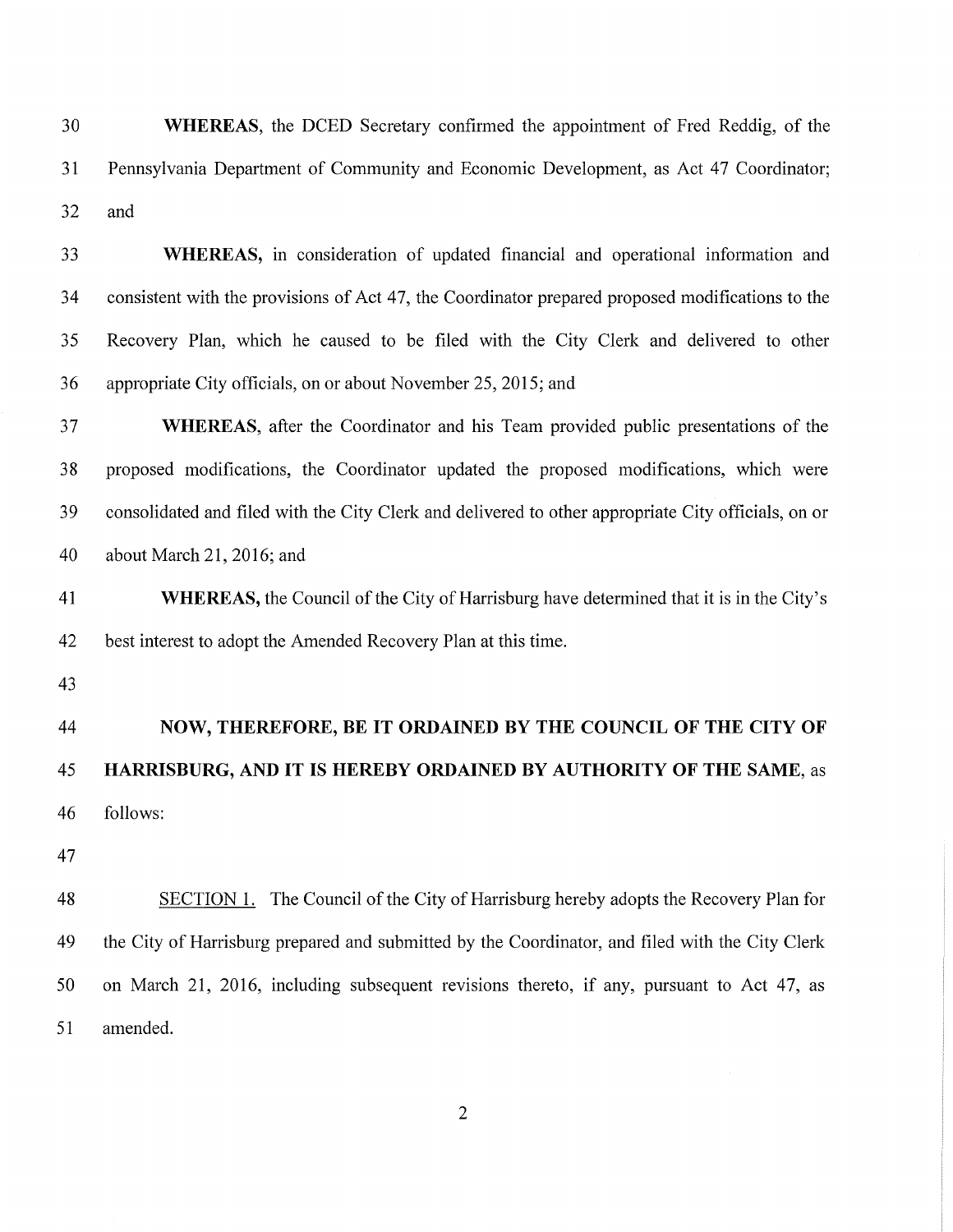**WHEREAS**, the DCED Secretary confirmed the appointment of Fred Reddig, of the Pennsylvania Department of Community and Economic Development, as Act 47 Coordinator; and

**WHEREAS,** in consideration of updated financial and operational information and consistent with the provisions of Act 47, the Coordinator prepared proposed modifications to the Recovery Plan, which he caused to be filed with the City Clerk and delivered to other appropriate City officials, on or about November 25, 2015; and

**WHEREAS,** after the Coordinator and his Team provided public presentations of the proposed modifications, the Coordinator updated the proposed modifications, which were consolidated and filed with the City Clerk and delivered to other appropriate City officials, on or about March 21, 2016; and

**WHEREAS,** the Council of the City of Harrisburg have determined that it is in the City's best interest to adopt the Amended Recovery Plan at this time.

**NOW, THEREFORE, BE IT ORDAINED BY THE COUNCIL OF THE CITY OF HARRISBURG, AND IT IS HEREBY ORDAINED BY AUTHORITY OF THE SAME**, as follows:

SECTION 1. The Council of the City of Harrisburg hereby adopts the Recovery Plan for the City of Harrisburg prepared and submitted by the Coordinator, and filed with the City Clerk on March 21, 2016, including subsequent revisions thereto, if any, pursuant to Act 47, as amended.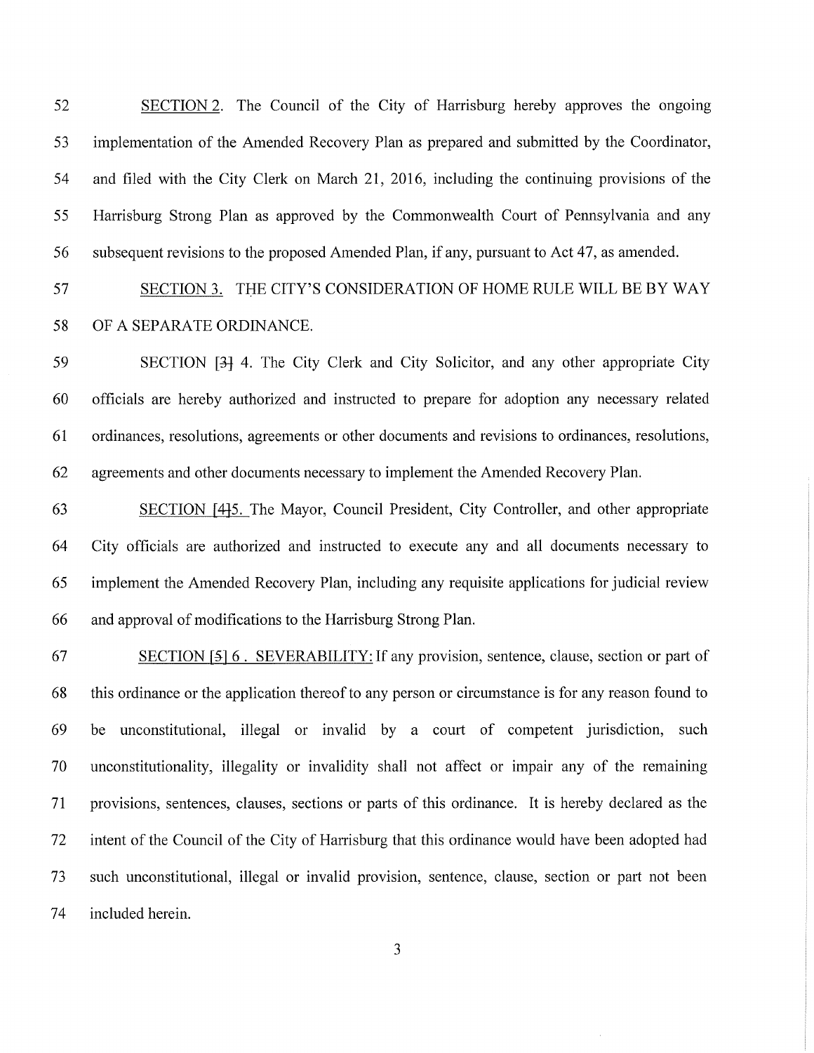SECTION 2. The Council of the City of Harrisburg hereby approves the ongoing implementation of the Amended Recovery Plan as prepared and submitted by the Coordinator, and filed with the City Clerk on March 21, 2016, including the continuing provisions of the Harrisburg Strong Plan as approved by the Commonwealth Court of Pennsylvania and any subsequent revisions to the proposed Amended Plan, if any, pursuant to Act 47, as amended.

SECTION 3. THE CITY'S CONSIDERATION OF HOME RULE WILL BE BY WAY OF A SEPARATE ORDINANCE.

SECTION [3] 4. The City Clerk and City Solicitor, and any other appropriate City officials are hereby authorized and instructed to prepare for adoption any necessary related ordinances, resolutions, agreements or other documents and revisions to ordinances, resolutions, agreements and other documents necessary to implement the Amended Recovery Plan.

SECTION [4] 5. The Mayor, Council President, City Controller, and other appropriate City officials are authorized and instructed to execute any and all documents necessary to implement the Amended Recovery Plan, including any requisite applications for judicial review and approval of modifications to the Harrisburg Strong Plan.

SECTION [5] 6 . SEVERABILITY: If any provision, sentence, clause, section or part of this ordinance or the application thereof to any person or circumstance is for any reason found to be unconstitutional, illegal or invalid by a court of competent jurisdiction, such unconstitutionality, illegality or invalidity shall not affect or impair any of the remaining provisions, sentences, clauses, sections or parts of this ordinance. It is hereby declared as the intent of the Council of the City of Harrisburg that this ordinance would have been adopted had such unconstitutional, illegal or invalid provision, sentence, clause, section or part not been included herein.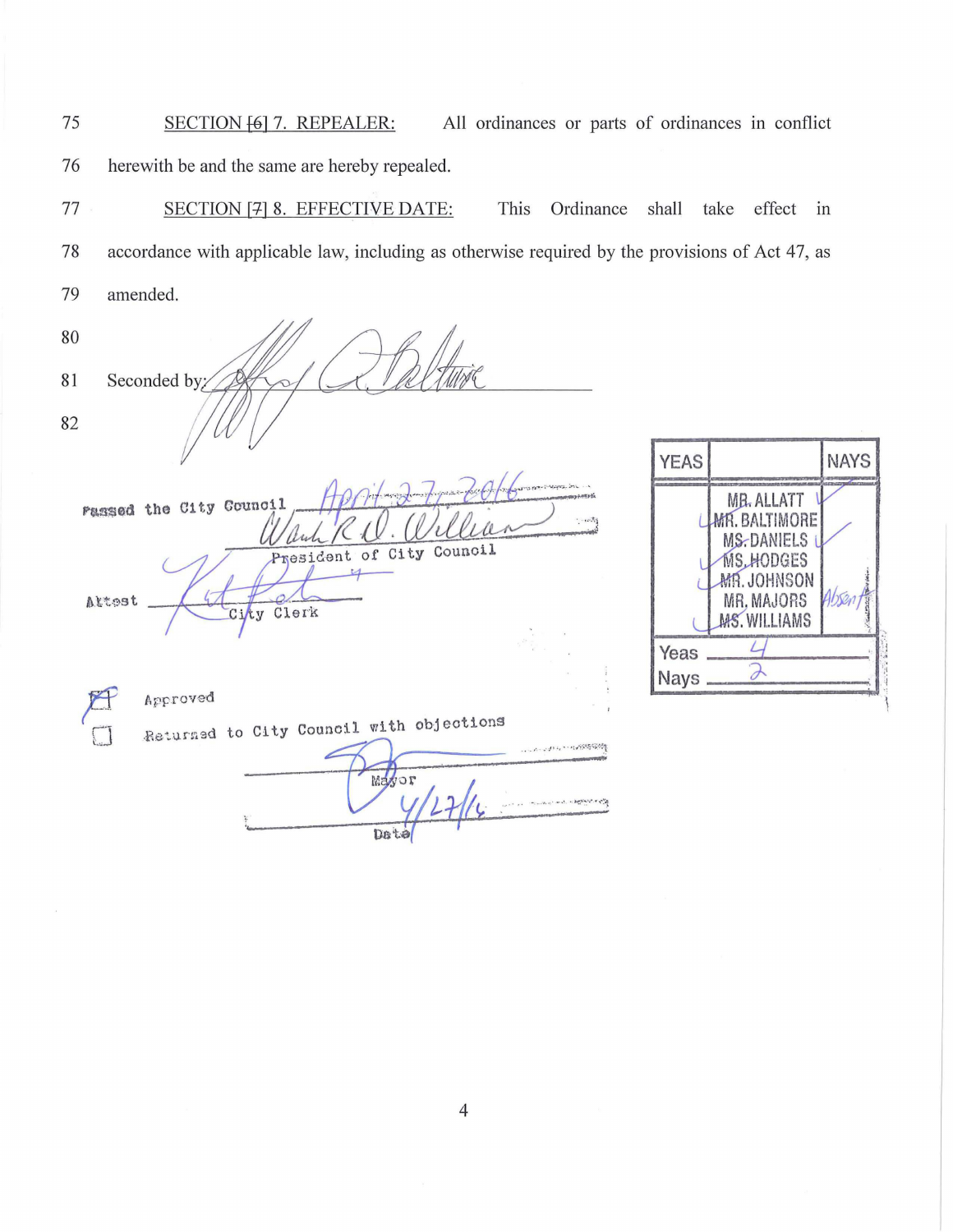75 SECTION [6] 7. REPEALER: All ordinances or parts of ordinances in conflict

76 herewith be and the same are hereby repealed.

77 SECTION [7] 8. EFFECTIVE DATE: This Ordinance shall take effect in

78 accordance with applicable law, including as otherwise required by the provisions of Act 47, as

79 amended.

80

81 Seconded by: ____________________

82

Passed the City Council April 27, 2016

____________________
President of City Council

Attest ____________________
City Clerk

[x] Approved

[ ] Returned to City Council with objections

____________________
Mayor

4/27/16
Date

| YEAS | | NAYS |
|---|---|---|
| | MR. ALLATT | ✓ |
| ✓ | MR. BALTIMORE | |
| | MS. DANIELS | ✓ |
| ✓ | MS. HODGES | |
| ✓ | MR. JOHNSON | |
| | MR. MAJORS | Absent |
| ✓ | MS. WILLIAMS | |

Yeas 4

Nays 2